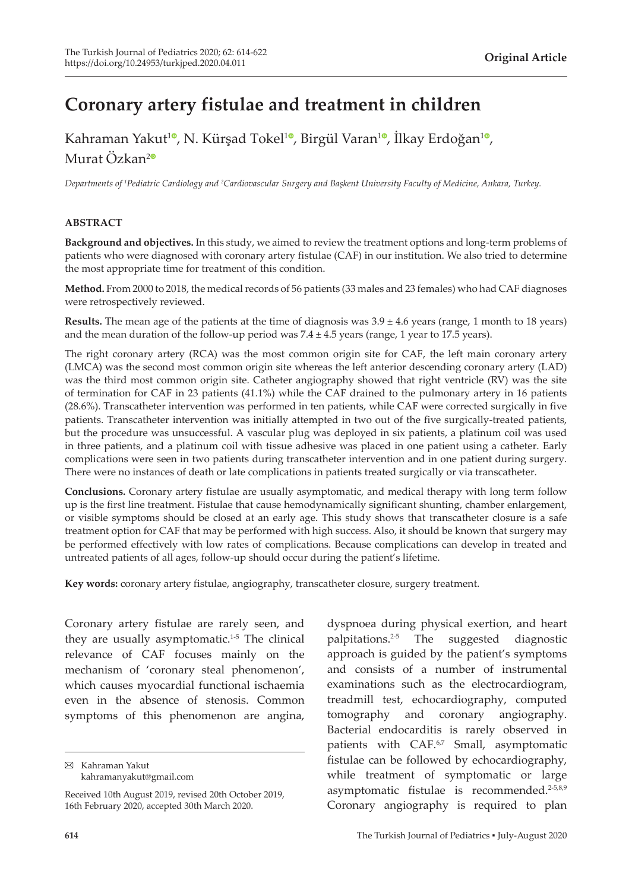**Original Article**

# Coronary artery fistulae and treatment in children

Kahraman Yakut[1], N. Kürşad Tokel[1], Birgül Varan[1], İlkay Erdoğan[1], Murat Özkan[2]

*Departments of [1]Pediatric Cardiology and [2]Cardiovascular Surgery and Başkent University Faculty of Medicine, Ankara, Turkey.*

## ABSTRACT

**Background and objectives.** In this study, we aimed to review the treatment options and long-term problems of patients who were diagnosed with coronary artery fistulae (CAF) in our institution. We also tried to determine the most appropriate time for treatment of this condition.

**Method.** From 2000 to 2018, the medical records of 56 patients (33 males and 23 females) who had CAF diagnoses were retrospectively reviewed.

**Results.** The mean age of the patients at the time of diagnosis was 3.9 ± 4.6 years (range, 1 month to 18 years) and the mean duration of the follow-up period was 7.4 ± 4.5 years (range, 1 year to 17.5 years).

The right coronary artery (RCA) was the most common origin site for CAF, the left main coronary artery (LMCA) was the second most common origin site whereas the left anterior descending coronary artery (LAD) was the third most common origin site. Catheter angiography showed that right ventricle (RV) was the site of termination for CAF in 23 patients (41.1%) while the CAF drained to the pulmonary artery in 16 patients (28.6%). Transcatheter intervention was performed in ten patients, while CAF were corrected surgically in five patients. Transcatheter intervention was initially attempted in two out of the five surgically-treated patients, but the procedure was unsuccessful. A vascular plug was deployed in six patients, a platinum coil was used in three patients, and a platinum coil with tissue adhesive was placed in one patient using a catheter. Early complications were seen in two patients during transcatheter intervention and in one patient during surgery. There were no instances of death or late complications in patients treated surgically or via transcatheter.

**Conclusions.** Coronary artery fistulae are usually asymptomatic, and medical therapy with long term follow up is the first line treatment. Fistulae that cause hemodynamically significant shunting, chamber enlargement, or visible symptoms should be closed at an early age. This study shows that transcatheter closure is a safe treatment option for CAF that may be performed with high success. Also, it should be known that surgery may be performed effectively with low rates of complications. Because complications can develop in treated and untreated patients of all ages, follow-up should occur during the patient's lifetime.

**Key words:** coronary artery fistulae, angiography, transcatheter closure, surgery treatment.

Coronary artery fistulae are rarely seen, and they are usually asymptomatic.[1-5] The clinical relevance of CAF focuses mainly on the mechanism of 'coronary steal phenomenon', which causes myocardial functional ischaemia even in the absence of stenosis. Common symptoms of this phenomenon are angina, dyspnoea during physical exertion, and heart palpitations.[2-5] The suggested diagnostic approach is guided by the patient's symptoms and consists of a number of instrumental examinations such as the electrocardiogram, treadmill test, echocardiography, computed tomography and coronary angiography. Bacterial endocarditis is rarely observed in patients with CAF.[6,7] Small, asymptomatic fistulae can be followed by echocardiography, while treatment of symptomatic or large asymptomatic fistulae is recommended.[2-5,8,9] Coronary angiography is required to plan

✉ Kahraman Yakut
kahramanyakut@gmail.com

Received 10th August 2019, revised 20th October 2019, 16th February 2020, accepted 30th March 2020.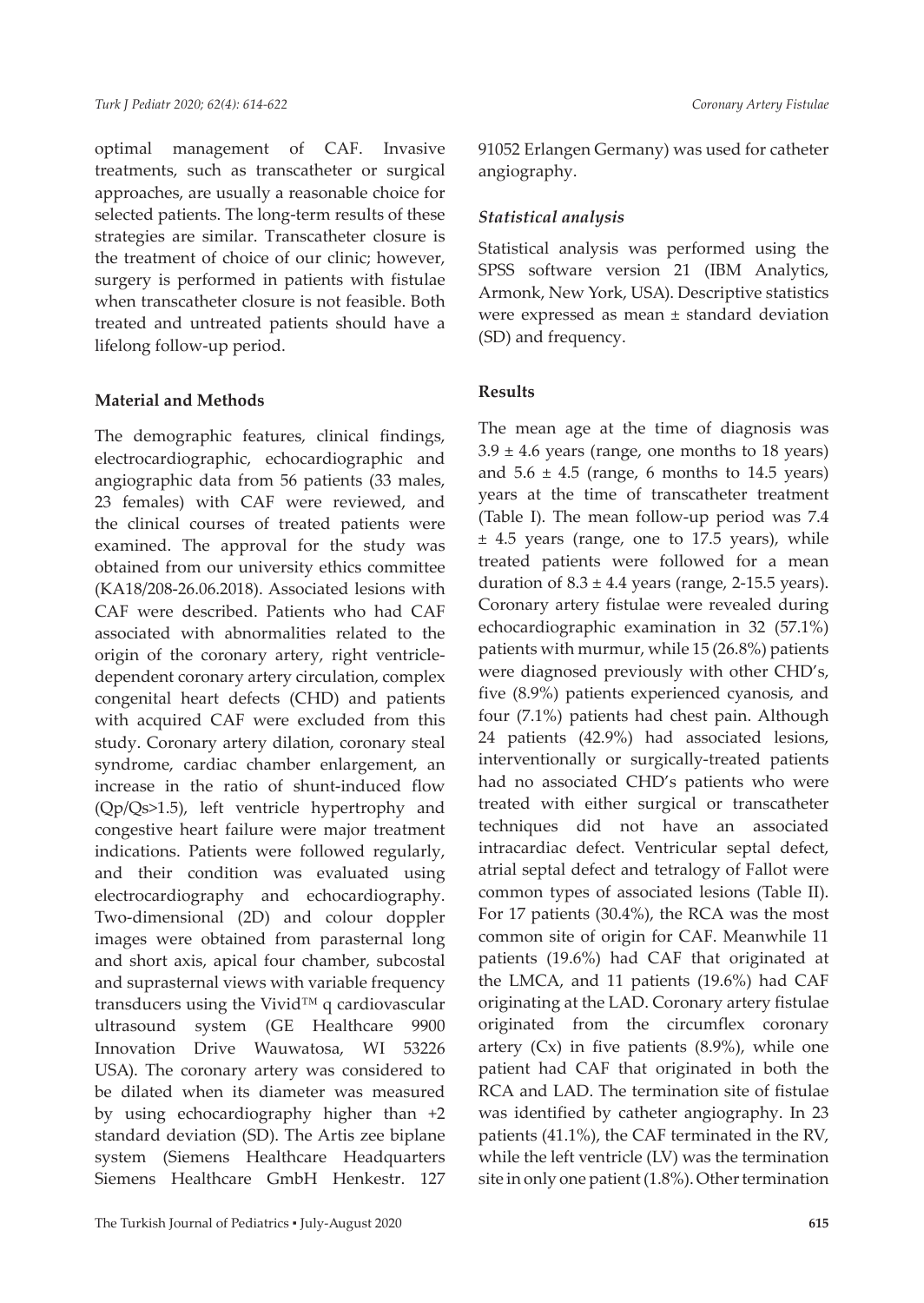optimal management of CAF. Invasive treatments, such as transcatheter or surgical approaches, are usually a reasonable choice for selected patients. The long-term results of these strategies are similar. Transcatheter closure is the treatment of choice of our clinic; however, surgery is performed in patients with fistulae when transcatheter closure is not feasible. Both treated and untreated patients should have a lifelong follow-up period.

## Material and Methods

The demographic features, clinical findings, electrocardiographic, echocardiographic and angiographic data from 56 patients (33 males, 23 females) with CAF were reviewed, and the clinical courses of treated patients were examined. The approval for the study was obtained from our university ethics committee (KA18/208-26.06.2018). Associated lesions with CAF were described. Patients who had CAF associated with abnormalities related to the origin of the coronary artery, right ventricle-dependent coronary artery circulation, complex congenital heart defects (CHD) and patients with acquired CAF were excluded from this study. Coronary artery dilation, coronary steal syndrome, cardiac chamber enlargement, an increase in the ratio of shunt-induced flow (Qp/Qs>1.5), left ventricle hypertrophy and congestive heart failure were major treatment indications. Patients were followed regularly, and their condition was evaluated using electrocardiography and echocardiography. Two-dimensional (2D) and colour doppler images were obtained from parasternal long and short axis, apical four chamber, subcostal and suprasternal views with variable frequency transducers using the Vivid™ q cardiovascular ultrasound system (GE Healthcare 9900 Innovation Drive Wauwatosa, WI 53226 USA). The coronary artery was considered to be dilated when its diameter was measured by using echocardiography higher than +2 standard deviation (SD). The Artis zee biplane system (Siemens Healthcare Headquarters Siemens Healthcare GmbH Henkestr. 127 91052 Erlangen Germany) was used for catheter angiography.

### *Statistical analysis*

Statistical analysis was performed using the SPSS software version 21 (IBM Analytics, Armonk, New York, USA). Descriptive statistics were expressed as mean ± standard deviation (SD) and frequency.

## Results

The mean age at the time of diagnosis was 3.9 ± 4.6 years (range, one months to 18 years) and 5.6 ± 4.5 (range, 6 months to 14.5 years) years at the time of transcatheter treatment (Table I). The mean follow-up period was 7.4 ± 4.5 years (range, one to 17.5 years), while treated patients were followed for a mean duration of 8.3 ± 4.4 years (range, 2-15.5 years). Coronary artery fistulae were revealed during echocardiographic examination in 32 (57.1%) patients with murmur, while 15 (26.8%) patients were diagnosed previously with other CHD's, five (8.9%) patients experienced cyanosis, and four (7.1%) patients had chest pain. Although 24 patients (42.9%) had associated lesions, interventionally or surgically-treated patients had no associated CHD's patients who were treated with either surgical or transcatheter techniques did not have an associated intracardiac defect. Ventricular septal defect, atrial septal defect and tetralogy of Fallot were common types of associated lesions (Table II). For 17 patients (30.4%), the RCA was the most common site of origin for CAF. Meanwhile 11 patients (19.6%) had CAF that originated at the LMCA, and 11 patients (19.6%) had CAF originating at the LAD. Coronary artery fistulae originated from the circumflex coronary artery (Cx) in five patients (8.9%), while one patient had CAF that originated in both the RCA and LAD. The termination site of fistulae was identified by catheter angiography. In 23 patients (41.1%), the CAF terminated in the RV, while the left ventricle (LV) was the termination site in only one patient (1.8%). Other termination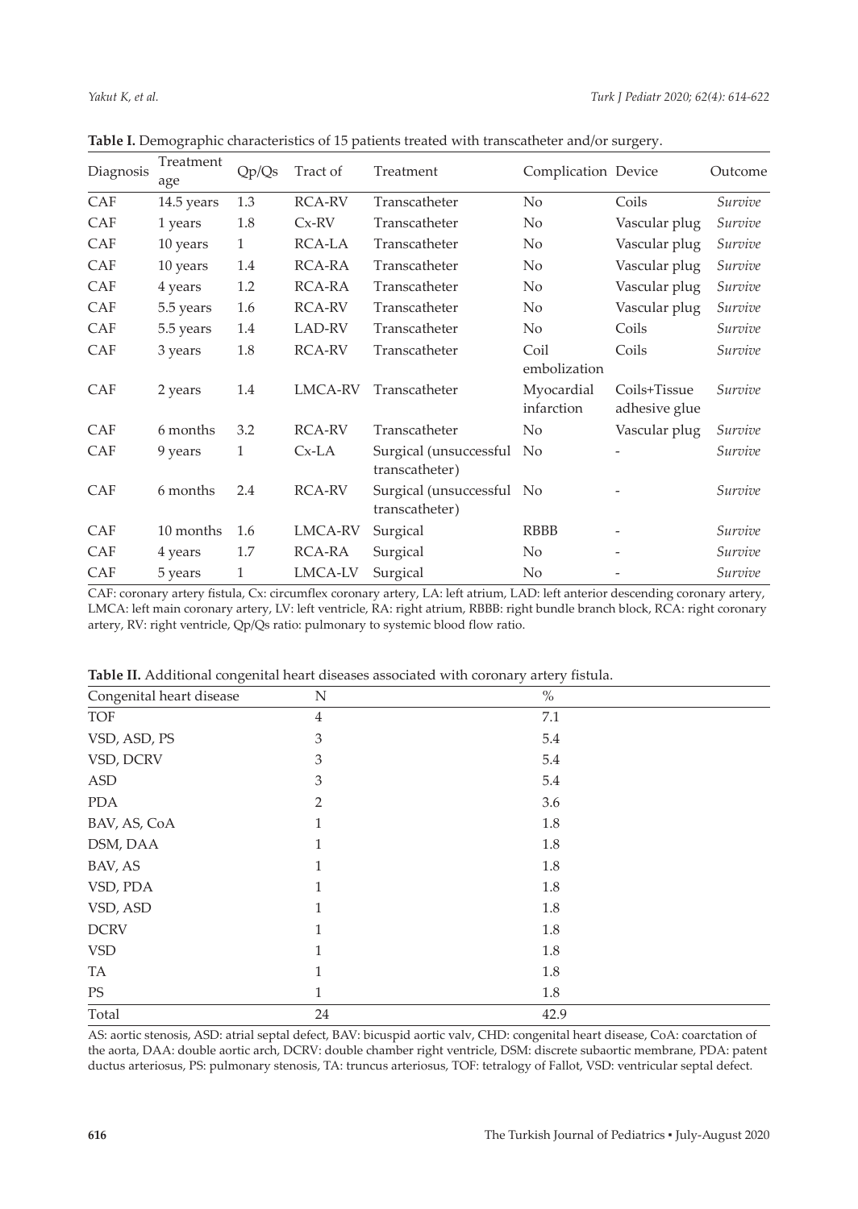**Table I.** Demographic characteristics of 15 patients treated with transcatheter and/or surgery.

| Diagnosis | Treatment age | Qp/Qs | Tract of | Treatment | Complication | Device | Outcome |
|---|---|---|---|---|---|---|---|
| CAF | 14.5 years | 1.3 | RCA-RV | Transcatheter | No | Coils | *Survive* |
| CAF | 1 years | 1.8 | Cx-RV | Transcatheter | No | Vascular plug | *Survive* |
| CAF | 10 years | 1 | RCA-LA | Transcatheter | No | Vascular plug | *Survive* |
| CAF | 10 years | 1.4 | RCA-RA | Transcatheter | No | Vascular plug | *Survive* |
| CAF | 4 years | 1.2 | RCA-RA | Transcatheter | No | Vascular plug | *Survive* |
| CAF | 5.5 years | 1.6 | RCA-RV | Transcatheter | No | Vascular plug | *Survive* |
| CAF | 5.5 years | 1.4 | LAD-RV | Transcatheter | No | Coils | *Survive* |
| CAF | 3 years | 1.8 | RCA-RV | Transcatheter | Coil embolization | Coils | *Survive* |
| CAF | 2 years | 1.4 | LMCA-RV | Transcatheter | Myocardial infarction | Coils+Tissue adhesive glue | *Survive* |
| CAF | 6 months | 3.2 | RCA-RV | Transcatheter | No | Vascular plug | *Survive* |
| CAF | 9 years | 1 | Cx-LA | Surgical (unsuccessful transcatheter) | No | - | *Survive* |
| CAF | 6 months | 2.4 | RCA-RV | Surgical (unsuccessful transcatheter) | No | - | *Survive* |
| CAF | 10 months | 1.6 | LMCA-RV | Surgical | RBBB | - | *Survive* |
| CAF | 4 years | 1.7 | RCA-RA | Surgical | No | - | *Survive* |
| CAF | 5 years | 1 | LMCA-LV | Surgical | No | - | *Survive* |

CAF: coronary artery fistula, Cx: circumflex coronary artery, LA: left atrium, LAD: left anterior descending coronary artery, LMCA: left main coronary artery, LV: left ventricle, RA: right atrium, RBBB: right bundle branch block, RCA: right coronary artery, RV: right ventricle, Qp/Qs ratio: pulmonary to systemic blood flow ratio.

**Table II.** Additional congenital heart diseases associated with coronary artery fistula.

| Congenital heart disease | N | % |
|---|---|---|
| TOF | 4 | 7.1 |
| VSD, ASD, PS | 3 | 5.4 |
| VSD, DCRV | 3 | 5.4 |
| ASD | 3 | 5.4 |
| PDA | 2 | 3.6 |
| BAV, AS, CoA | 1 | 1.8 |
| DSM, DAA | 1 | 1.8 |
| BAV, AS | 1 | 1.8 |
| VSD, PDA | 1 | 1.8 |
| VSD, ASD | 1 | 1.8 |
| DCRV | 1 | 1.8 |
| VSD | 1 | 1.8 |
| TA | 1 | 1.8 |
| PS | 1 | 1.8 |
| Total | 24 | 42.9 |

AS: aortic stenosis, ASD: atrial septal defect, BAV: bicuspid aortic valv, CHD: congenital heart disease, CoA: coarctation of the aorta, DAA: double aortic arch, DCRV: double chamber right ventricle, DSM: discrete subaortic membrane, PDA: patent ductus arteriosus, PS: pulmonary stenosis, TA: truncus arteriosus, TOF: tetralogy of Fallot, VSD: ventricular septal defect.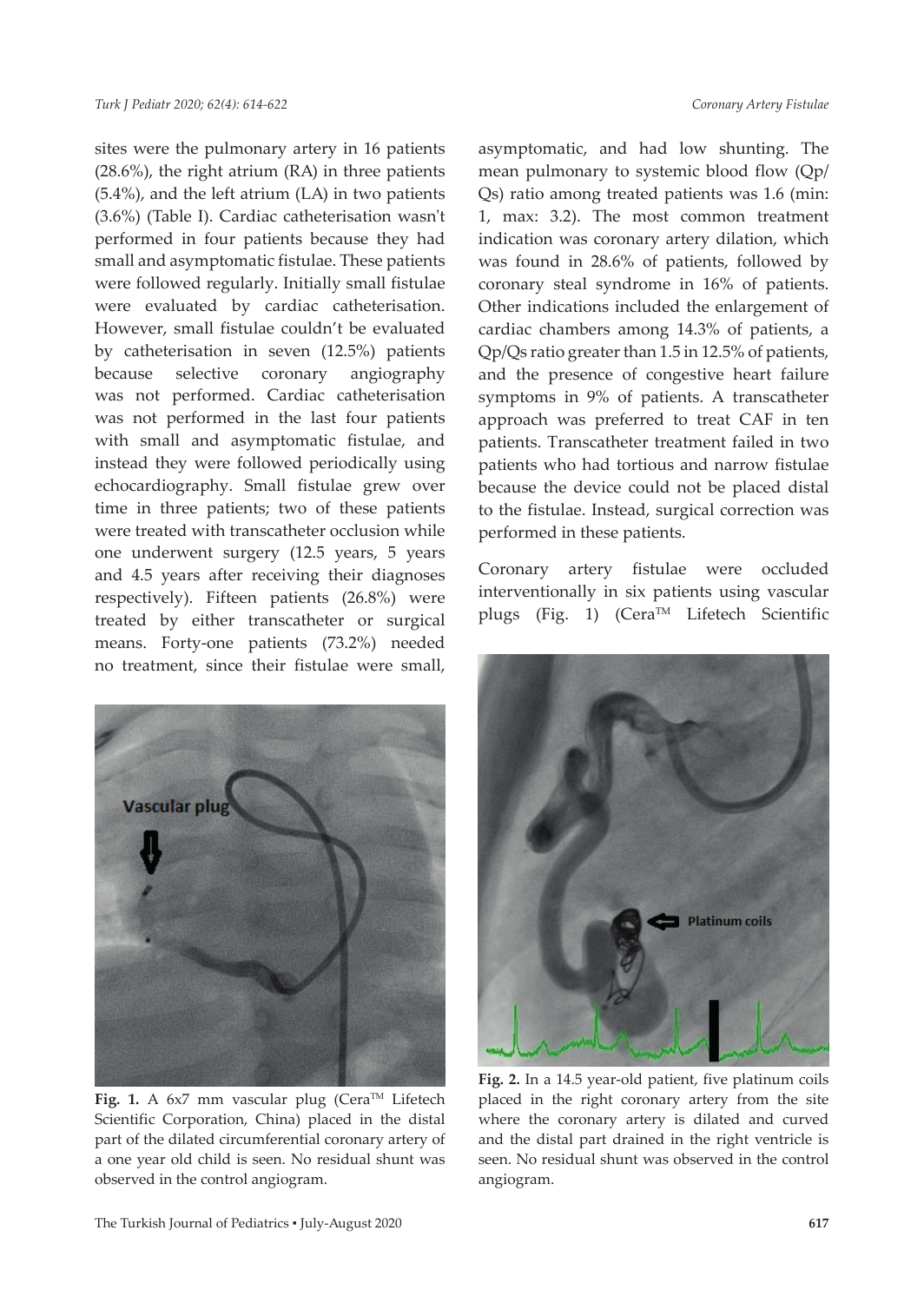sites were the pulmonary artery in 16 patients (28.6%), the right atrium (RA) in three patients (5.4%), and the left atrium (LA) in two patients (3.6%) (Table I). Cardiac catheterisation wasn't performed in four patients because they had small and asymptomatic fistulae. These patients were followed regularly. Initially small fistulae were evaluated by cardiac catheterisation. However, small fistulae couldn't be evaluated by catheterisation in seven (12.5%) patients because selective coronary angiography was not performed. Cardiac catheterisation was not performed in the last four patients with small and asymptomatic fistulae, and instead they were followed periodically using echocardiography. Small fistulae grew over time in three patients; two of these patients were treated with transcatheter occlusion while one underwent surgery (12.5 years, 5 years and 4.5 years after receiving their diagnoses respectively). Fifteen patients (26.8%) were treated by either transcatheter or surgical means. Forty-one patients (73.2%) needed no treatment, since their fistulae were small, asymptomatic, and had low shunting. The mean pulmonary to systemic blood flow (Qp/Qs) ratio among treated patients was 1.6 (min: 1, max: 3.2). The most common treatment indication was coronary artery dilation, which was found in 28.6% of patients, followed by coronary steal syndrome in 16% of patients. Other indications included the enlargement of cardiac chambers among 14.3% of patients, a Qp/Qs ratio greater than 1.5 in 12.5% of patients, and the presence of congestive heart failure symptoms in 9% of patients. A transcatheter approach was preferred to treat CAF in ten patients. Transcatheter treatment failed in two patients who had tortious and narrow fistulae because the device could not be placed distal to the fistulae. Instead, surgical correction was performed in these patients.

Coronary artery fistulae were occluded interventionally in six patients using vascular plugs (Fig. 1) (Cera™ Lifetech Scientific

**Fig. 1.** A 6x7 mm vascular plug (Cera™ Lifetech Scientific Corporation, China) placed in the distal part of the dilated circumferential coronary artery of a one year old child is seen. No residual shunt was observed in the control angiogram.

**Fig. 2.** In a 14.5 year-old patient, five platinum coils placed in the right coronary artery from the site where the coronary artery is dilated and curved and the distal part drained in the right ventricle is seen. No residual shunt was observed in the control angiogram.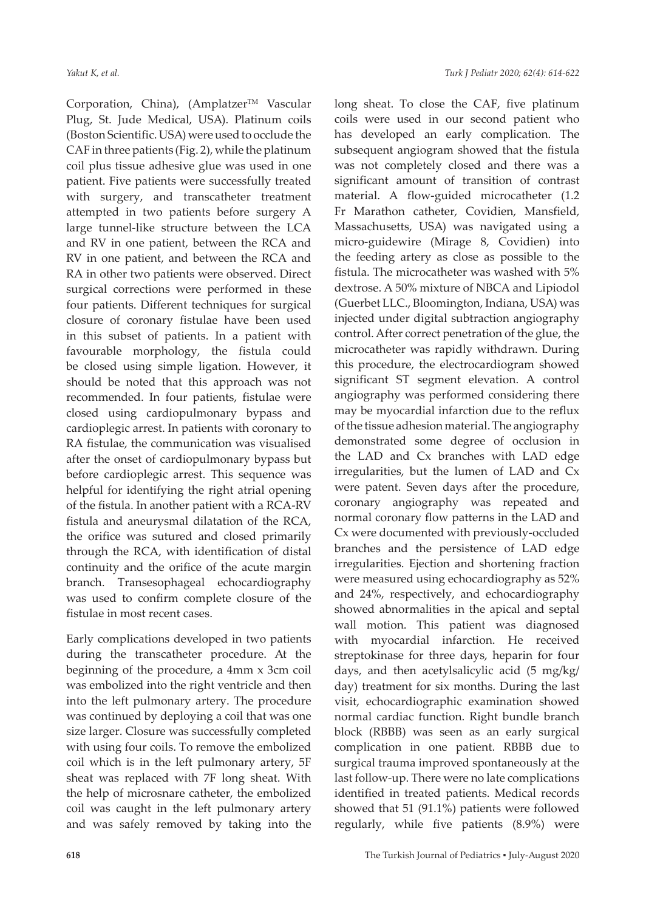Corporation, China), (Amplatzer™ Vascular Plug, St. Jude Medical, USA). Platinum coils (Boston Scientific. USA) were used to occlude the CAF in three patients (Fig. 2), while the platinum coil plus tissue adhesive glue was used in one patient. Five patients were successfully treated with surgery, and transcatheter treatment attempted in two patients before surgery A large tunnel-like structure between the LCA and RV in one patient, between the RCA and RV in one patient, and between the RCA and RA in other two patients were observed. Direct surgical corrections were performed in these four patients. Different techniques for surgical closure of coronary fistulae have been used in this subset of patients. In a patient with favourable morphology, the fistula could be closed using simple ligation. However, it should be noted that this approach was not recommended. In four patients, fistulae were closed using cardiopulmonary bypass and cardioplegic arrest. In patients with coronary to RA fistulae, the communication was visualised after the onset of cardiopulmonary bypass but before cardioplegic arrest. This sequence was helpful for identifying the right atrial opening of the fistula. In another patient with a RCA-RV fistula and aneurysmal dilatation of the RCA, the orifice was sutured and closed primarily through the RCA, with identification of distal continuity and the orifice of the acute margin branch. Transesophageal echocardiography was used to confirm complete closure of the fistulae in most recent cases.

Early complications developed in two patients during the transcatheter procedure. At the beginning of the procedure, a 4mm x 3cm coil was embolized into the right ventricle and then into the left pulmonary artery. The procedure was continued by deploying a coil that was one size larger. Closure was successfully completed with using four coils. To remove the embolized coil which is in the left pulmonary artery, 5F sheat was replaced with 7F long sheat. With the help of microsnare catheter, the embolized coil was caught in the left pulmonary artery and was safely removed by taking into the long sheat. To close the CAF, five platinum coils were used in our second patient who has developed an early complication. The subsequent angiogram showed that the fistula was not completely closed and there was a significant amount of transition of contrast material. A flow-guided microcatheter (1.2 Fr Marathon catheter, Covidien, Mansfield, Massachusetts, USA) was navigated using a micro-guidewire (Mirage 8, Covidien) into the feeding artery as close as possible to the fistula. The microcatheter was washed with 5% dextrose. A 50% mixture of NBCA and Lipiodol (Guerbet LLC., Bloomington, Indiana, USA) was injected under digital subtraction angiography control. After correct penetration of the glue, the microcatheter was rapidly withdrawn. During this procedure, the electrocardiogram showed significant ST segment elevation. A control angiography was performed considering there may be myocardial infarction due to the reflux of the tissue adhesion material. The angiography demonstrated some degree of occlusion in the LAD and Cx branches with LAD edge irregularities, but the lumen of LAD and Cx were patent. Seven days after the procedure, coronary angiography was repeated and normal coronary flow patterns in the LAD and Cx were documented with previously-occluded branches and the persistence of LAD edge irregularities. Ejection and shortening fraction were measured using echocardiography as 52% and 24%, respectively, and echocardiography showed abnormalities in the apical and septal wall motion. This patient was diagnosed with myocardial infarction. He received streptokinase for three days, heparin for four days, and then acetylsalicylic acid (5 mg/kg/day) treatment for six months. During the last visit, echocardiographic examination showed normal cardiac function. Right bundle branch block (RBBB) was seen as an early surgical complication in one patient. RBBB due to surgical trauma improved spontaneously at the last follow-up. There were no late complications identified in treated patients. Medical records showed that 51 (91.1%) patients were followed regularly, while five patients (8.9%) were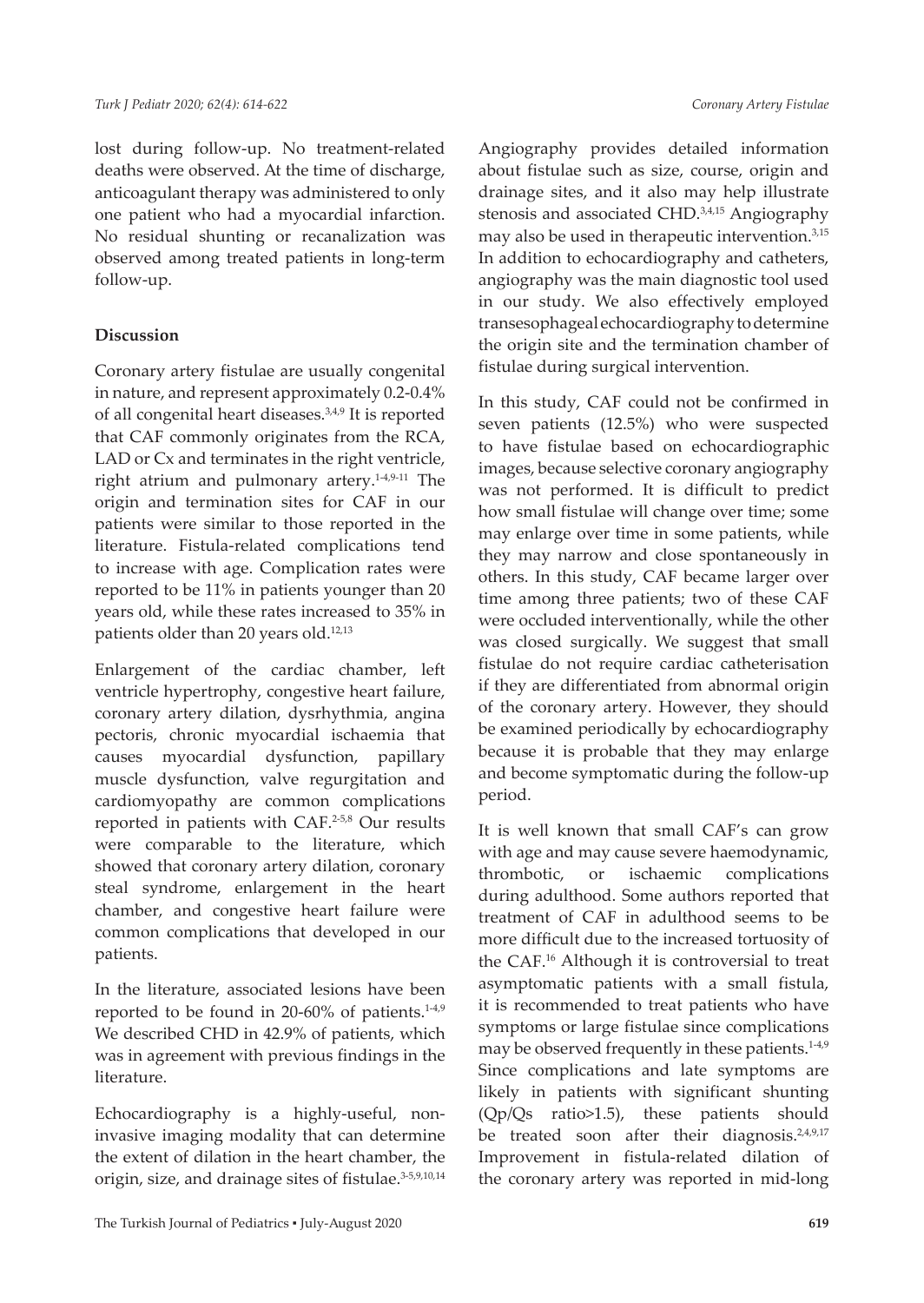lost during follow-up. No treatment-related deaths were observed. At the time of discharge, anticoagulant therapy was administered to only one patient who had a myocardial infarction. No residual shunting or recanalization was observed among treated patients in long-term follow-up.

## Discussion

Coronary artery fistulae are usually congenital in nature, and represent approximately 0.2-0.4% of all congenital heart diseases.[3,4,9] It is reported that CAF commonly originates from the RCA, LAD or Cx and terminates in the right ventricle, right atrium and pulmonary artery.[1-4,9-11] The origin and termination sites for CAF in our patients were similar to those reported in the literature. Fistula-related complications tend to increase with age. Complication rates were reported to be 11% in patients younger than 20 years old, while these rates increased to 35% in patients older than 20 years old.[12,13]

Enlargement of the cardiac chamber, left ventricle hypertrophy, congestive heart failure, coronary artery dilation, dysrhythmia, angina pectoris, chronic myocardial ischaemia that causes myocardial dysfunction, papillary muscle dysfunction, valve regurgitation and cardiomyopathy are common complications reported in patients with CAF.[2-5,8] Our results were comparable to the literature, which showed that coronary artery dilation, coronary steal syndrome, enlargement in the heart chamber, and congestive heart failure were common complications that developed in our patients.

In the literature, associated lesions have been reported to be found in 20-60% of patients.[1-4,9] We described CHD in 42.9% of patients, which was in agreement with previous findings in the literature.

Echocardiography is a highly-useful, non-invasive imaging modality that can determine the extent of dilation in the heart chamber, the origin, size, and drainage sites of fistulae.[3-5,9,10,14] Angiography provides detailed information about fistulae such as size, course, origin and drainage sites, and it also may help illustrate stenosis and associated CHD.[3,4,15] Angiography may also be used in therapeutic intervention.[3,15] In addition to echocardiography and catheters, angiography was the main diagnostic tool used in our study. We also effectively employed transesophageal echocardiography to determine the origin site and the termination chamber of fistulae during surgical intervention.

In this study, CAF could not be confirmed in seven patients (12.5%) who were suspected to have fistulae based on echocardiographic images, because selective coronary angiography was not performed. It is difficult to predict how small fistulae will change over time; some may enlarge over time in some patients, while they may narrow and close spontaneously in others. In this study, CAF became larger over time among three patients; two of these CAF were occluded interventionally, while the other was closed surgically. We suggest that small fistulae do not require cardiac catheterisation if they are differentiated from abnormal origin of the coronary artery. However, they should be examined periodically by echocardiography because it is probable that they may enlarge and become symptomatic during the follow-up period.

It is well known that small CAF's can grow with age and may cause severe haemodynamic, thrombotic, or ischaemic complications during adulthood. Some authors reported that treatment of CAF in adulthood seems to be more difficult due to the increased tortuosity of the CAF.[16] Although it is controversial to treat asymptomatic patients with a small fistula, it is recommended to treat patients who have symptoms or large fistulae since complications may be observed frequently in these patients.[1-4,9] Since complications and late symptoms are likely in patients with significant shunting (Qp/Qs ratio>1.5), these patients should be treated soon after their diagnosis.[2,4,9,17] Improvement in fistula-related dilation of the coronary artery was reported in mid-long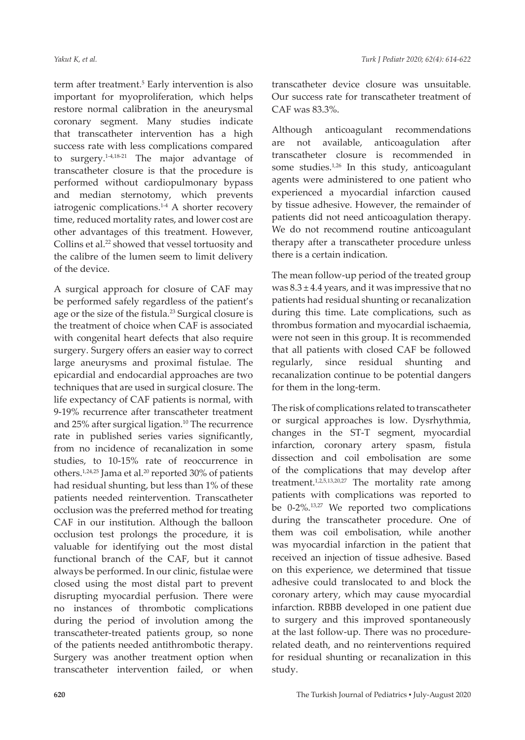term after treatment.[5] Early intervention is also important for myoproliferation, which helps restore normal calibration in the aneurysmal coronary segment. Many studies indicate that transcatheter intervention has a high success rate with less complications compared to surgery.[1-4,18-21] The major advantage of transcatheter closure is that the procedure is performed without cardiopulmonary bypass and median sternotomy, which prevents iatrogenic complications.[1-4] A shorter recovery time, reduced mortality rates, and lower cost are other advantages of this treatment. However, Collins et al.[22] showed that vessel tortuosity and the calibre of the lumen seem to limit delivery of the device.

A surgical approach for closure of CAF may be performed safely regardless of the patient's age or the size of the fistula.[23] Surgical closure is the treatment of choice when CAF is associated with congenital heart defects that also require surgery. Surgery offers an easier way to correct large aneurysms and proximal fistulae. The epicardial and endocardial approaches are two techniques that are used in surgical closure. The life expectancy of CAF patients is normal, with 9-19% recurrence after transcatheter treatment and 25% after surgical ligation.[10] The recurrence rate in published series varies significantly, from no incidence of recanalization in some studies, to 10-15% rate of reoccurrence in others.[1,24,25] Jama et al.[20] reported 30% of patients had residual shunting, but less than 1% of these patients needed reintervention. Transcatheter occlusion was the preferred method for treating CAF in our institution. Although the balloon occlusion test prolongs the procedure, it is valuable for identifying out the most distal functional branch of the CAF, but it cannot always be performed. In our clinic, fistulae were closed using the most distal part to prevent disrupting myocardial perfusion. There were no instances of thrombotic complications during the period of involution among the transcatheter-treated patients group, so none of the patients needed antithrombotic therapy. Surgery was another treatment option when transcatheter intervention failed, or when transcatheter device closure was unsuitable. Our success rate for transcatheter treatment of CAF was 83.3%.

Although anticoagulant recommendations are not available, anticoagulation after transcatheter closure is recommended in some studies.[1,26] In this study, anticoagulant agents were administered to one patient who experienced a myocardial infarction caused by tissue adhesive. However, the remainder of patients did not need anticoagulation therapy. We do not recommend routine anticoagulant therapy after a transcatheter procedure unless there is a certain indication.

The mean follow-up period of the treated group was $8.3 \pm 4.4$ years, and it was impressive that no patients had residual shunting or recanalization during this time. Late complications, such as thrombus formation and myocardial ischaemia, were not seen in this group. It is recommended that all patients with closed CAF be followed regularly, since residual shunting and recanalization continue to be potential dangers for them in the long-term.

The risk of complications related to transcatheter or surgical approaches is low. Dysrhythmia, changes in the ST-T segment, myocardial infarction, coronary artery spasm, fistula dissection and coil embolisation are some of the complications that may develop after treatment.[1,2,5,13,20,27] The mortality rate among patients with complications was reported to be 0-2%.[13,27] We reported two complications during the transcatheter procedure. One of them was coil embolisation, while another was myocardial infarction in the patient that received an injection of tissue adhesive. Based on this experience, we determined that tissue adhesive could translocated to and block the coronary artery, which may cause myocardial infarction. RBBB developed in one patient due to surgery and this improved spontaneously at the last follow-up. There was no procedure-related death, and no reinterventions required for residual shunting or recanalization in this study.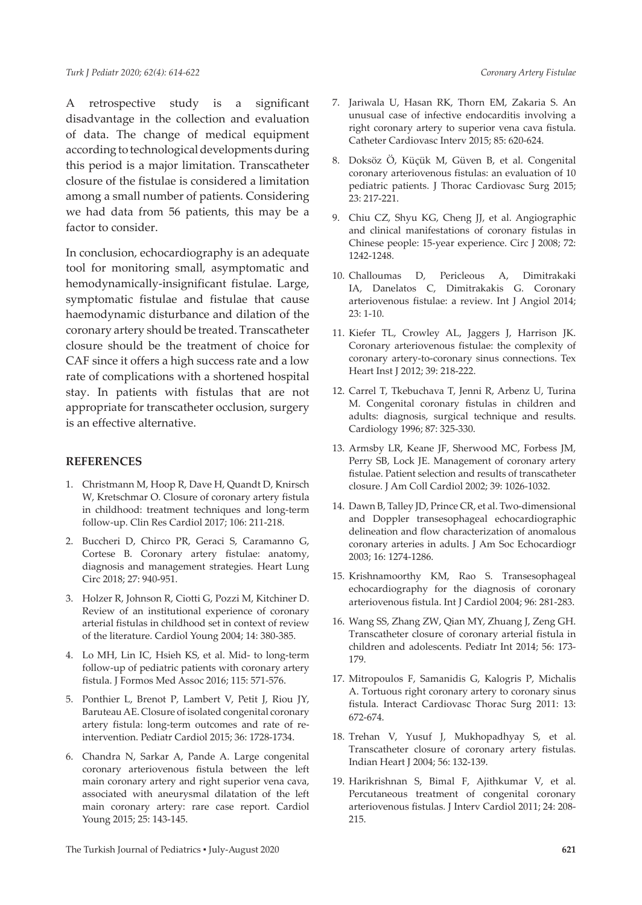A retrospective study is a significant disadvantage in the collection and evaluation of data. The change of medical equipment according to technological developments during this period is a major limitation. Transcatheter closure of the fistulae is considered a limitation among a small number of patients. Considering we had data from 56 patients, this may be a factor to consider.

In conclusion, echocardiography is an adequate tool for monitoring small, asymptomatic and hemodynamically-insignificant fistulae. Large, symptomatic fistulae and fistulae that cause haemodynamic disturbance and dilation of the coronary artery should be treated. Transcatheter closure should be the treatment of choice for CAF since it offers a high success rate and a low rate of complications with a shortened hospital stay. In patients with fistulas that are not appropriate for transcatheter occlusion, surgery is an effective alternative.

## REFERENCES

1. Christmann M, Hoop R, Dave H, Quandt D, Knirsch W, Kretschmar O. Closure of coronary artery fistula in childhood: treatment techniques and long-term follow-up. Clin Res Cardiol 2017; 106: 211-218.
2. Buccheri D, Chirco PR, Geraci S, Caramanno G, Cortese B. Coronary artery fistulae: anatomy, diagnosis and management strategies. Heart Lung Circ 2018; 27: 940-951.
3. Holzer R, Johnson R, Ciotti G, Pozzi M, Kitchiner D. Review of an institutional experience of coronary arterial fistulas in childhood set in context of review of the literature. Cardiol Young 2004; 14: 380-385.
4. Lo MH, Lin IC, Hsieh KS, et al. Mid- to long-term follow-up of pediatric patients with coronary artery fistula. J Formos Med Assoc 2016; 115: 571-576.
5. Ponthier L, Brenot P, Lambert V, Petit J, Riou JY, Baruteau AE. Closure of isolated congenital coronary artery fistula: long-term outcomes and rate of re-intervention. Pediatr Cardiol 2015; 36: 1728-1734.
6. Chandra N, Sarkar A, Pande A. Large congenital coronary arteriovenous fistula between the left main coronary artery and right superior vena cava, associated with aneurysmal dilatation of the left main coronary artery: rare case report. Cardiol Young 2015; 25: 143-145.
7. Jariwala U, Hasan RK, Thorn EM, Zakaria S. An unusual case of infective endocarditis involving a right coronary artery to superior vena cava fistula. Catheter Cardiovasc Interv 2015; 85: 620-624.
8. Doksöz Ö, Küçük M, Güven B, et al. Congenital coronary arteriovenous fistulas: an evaluation of 10 pediatric patients. J Thorac Cardiovasc Surg 2015; 23: 217-221.
9. Chiu CZ, Shyu KG, Cheng JJ, et al. Angiographic and clinical manifestations of coronary fistulas in Chinese people: 15-year experience. Circ J 2008; 72: 1242-1248.
10. Challoumas D, Pericleous A, Dimitrakaki IA, Danelatos C, Dimitrakakis G. Coronary arteriovenous fistulae: a review. Int J Angiol 2014; 23: 1-10.
11. Kiefer TL, Crowley AL, Jaggers J, Harrison JK. Coronary arteriovenous fistulae: the complexity of coronary artery-to-coronary sinus connections. Tex Heart Inst J 2012; 39: 218-222.
12. Carrel T, Tkebuchava T, Jenni R, Arbenz U, Turina M. Congenital coronary fistulas in children and adults: diagnosis, surgical technique and results. Cardiology 1996; 87: 325-330.
13. Armsby LR, Keane JF, Sherwood MC, Forbess JM, Perry SB, Lock JE. Management of coronary artery fistulae. Patient selection and results of transcatheter closure. J Am Coll Cardiol 2002; 39: 1026-1032.
14. Dawn B, Talley JD, Prince CR, et al. Two-dimensional and Doppler transesophageal echocardiographic delineation and flow characterization of anomalous coronary arteries in adults. J Am Soc Echocardiogr 2003; 16: 1274-1286.
15. Krishnamoorthy KM, Rao S. Transesophageal echocardiography for the diagnosis of coronary arteriovenous fistula. Int J Cardiol 2004; 96: 281-283.
16. Wang SS, Zhang ZW, Qian MY, Zhuang J, Zeng GH. Transcatheter closure of coronary arterial fistula in children and adolescents. Pediatr Int 2014; 56: 173-179.
17. Mitropoulos F, Samanidis G, Kalogris P, Michalis A. Tortuous right coronary artery to coronary sinus fistula. Interact Cardiovasc Thorac Surg 2011: 13: 672-674.
18. Trehan V, Yusuf J, Mukhopadhyay S, et al. Transcatheter closure of coronary artery fistulas. Indian Heart J 2004; 56: 132-139.
19. Harikrishnan S, Bimal F, Ajithkumar V, et al. Percutaneous treatment of congenital coronary arteriovenous fistulas. J Interv Cardiol 2011; 24: 208-215.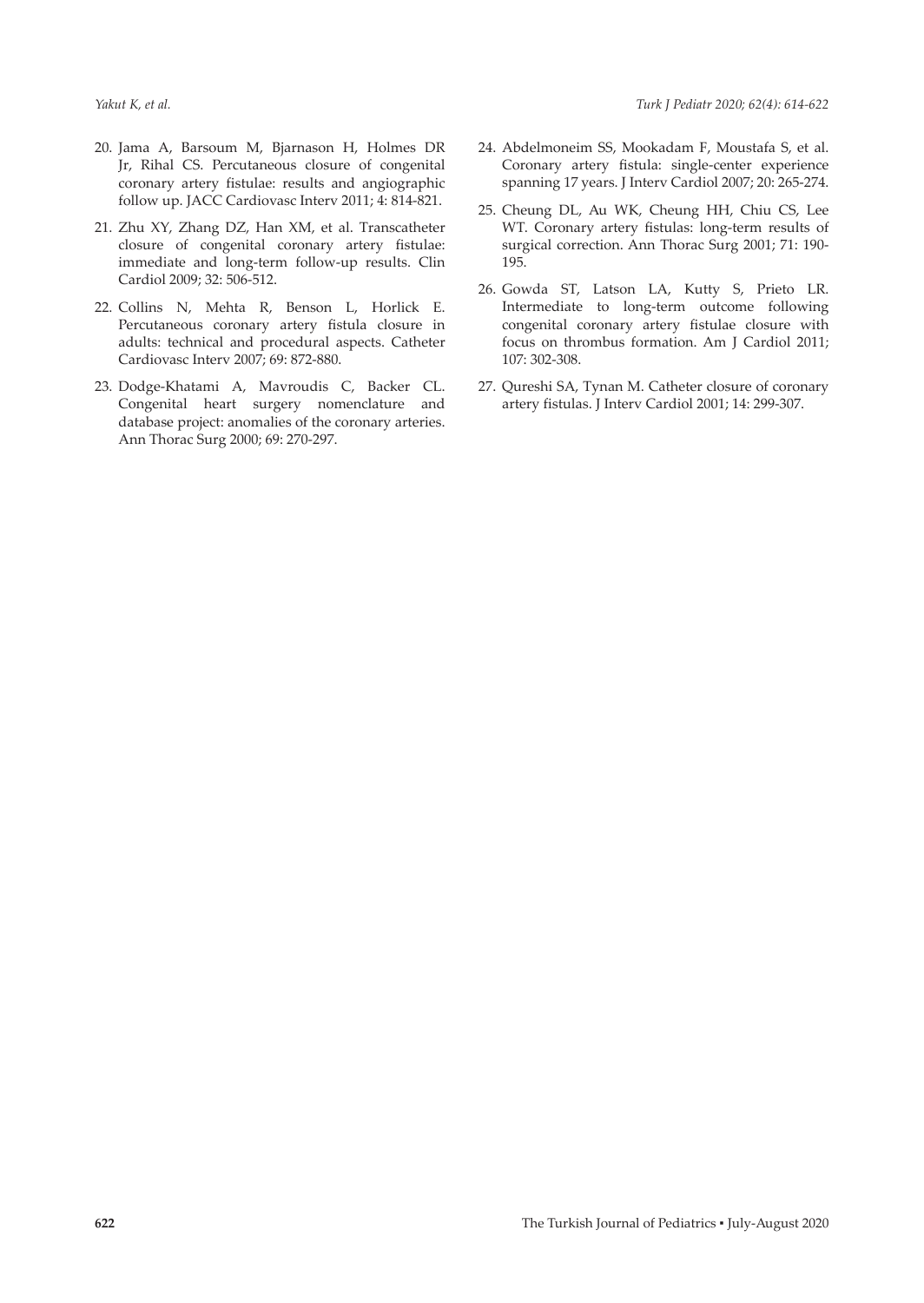20. Jama A, Barsoum M, Bjarnason H, Holmes DR Jr, Rihal CS. Percutaneous closure of congenital coronary artery fistulae: results and angiographic follow up. JACC Cardiovasc Interv 2011; 4: 814-821.
21. Zhu XY, Zhang DZ, Han XM, et al. Transcatheter closure of congenital coronary artery fistulae: immediate and long-term follow-up results. Clin Cardiol 2009; 32: 506-512.
22. Collins N, Mehta R, Benson L, Horlick E. Percutaneous coronary artery fistula closure in adults: technical and procedural aspects. Catheter Cardiovasc Interv 2007; 69: 872-880.
23. Dodge-Khatami A, Mavroudis C, Backer CL. Congenital heart surgery nomenclature and database project: anomalies of the coronary arteries. Ann Thorac Surg 2000; 69: 270-297.
24. Abdelmoneim SS, Mookadam F, Moustafa S, et al. Coronary artery fistula: single-center experience spanning 17 years. J Interv Cardiol 2007; 20: 265-274.
25. Cheung DL, Au WK, Cheung HH, Chiu CS, Lee WT. Coronary artery fistulas: long-term results of surgical correction. Ann Thorac Surg 2001; 71: 190-195.
26. Gowda ST, Latson LA, Kutty S, Prieto LR. Intermediate to long-term outcome following congenital coronary artery fistulae closure with focus on thrombus formation. Am J Cardiol 2011; 107: 302-308.
27. Qureshi SA, Tynan M. Catheter closure of coronary artery fistulas. J Interv Cardiol 2001; 14: 299-307.